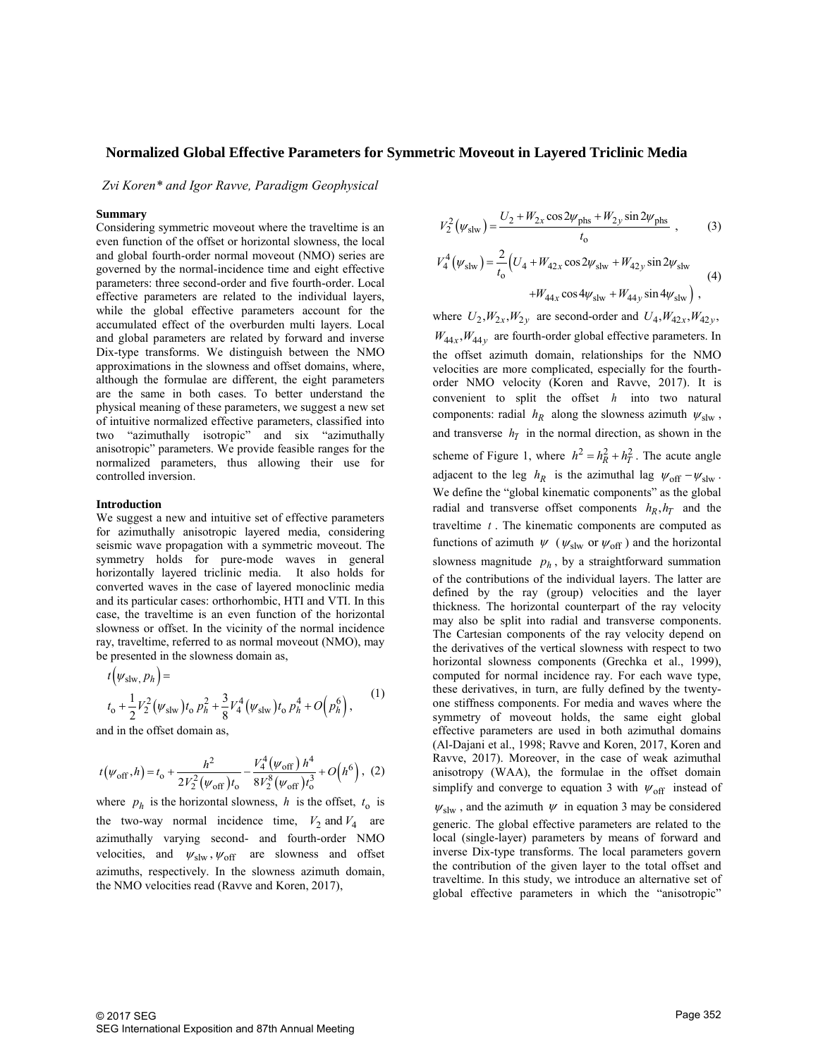# Normalized Global Effective Parameters for Symmetric Moveout in Layered Triclinic Media

*Zvi Koren\* and Igor Ravve, Paradigm Geophysical*

## Summary

Considering symmetric moveout where the traveltime is an even function of the offset or horizontal slowness, the local and global fourth-order normal moveout (NMO) series are governed by the normal-incidence time and eight effective parameters: three second-order and five fourth-order. Local effective parameters are related to the individual layers, while the global effective parameters account for the accumulated effect of the overburden multi layers. Local and global parameters are related by forward and inverse Dix-type transforms. We distinguish between the NMO approximations in the slowness and offset domains, where, although the formulae are different, the eight parameters are the same in both cases. To better understand the physical meaning of these parameters, we suggest a new set of intuitive normalized effective parameters, classified into two "azimuthally isotropic" and six "azimuthally anisotropic" parameters. We provide feasible ranges for the normalized parameters, thus allowing their use for controlled inversion.

## Introduction

We suggest a new and intuitive set of effective parameters for azimuthally anisotropic layered media, considering seismic wave propagation with a symmetric moveout. The symmetry holds for pure-mode waves in general horizontally layered triclinic media. It also holds for converted waves in the case of layered monoclinic media and its particular cases: orthorhombic, HTI and VTI. In this case, the traveltime is an even function of the horizontal slowness or offset. In the vicinity of the normal incidence ray, traveltime, referred to as normal moveout (NMO), may be presented in the slowness domain as,

$$t\left(\psi_{\mathrm{slw}}, p_h\right) = t_{\mathrm{o}} + \frac{1}{2} V_2^2\left(\psi_{\mathrm{slw}}\right) t_{\mathrm{o}}\, p_h^2 + \frac{3}{8} V_4^4\left(\psi_{\mathrm{slw}}\right) t_{\mathrm{o}}\, p_h^4 + O\left(p_h^6\right), \tag{1}$$

and in the offset domain as,

$$t\left(\psi_{\mathrm{off}}, h\right) = t_{\mathrm{o}} + \frac{h^2}{2V_2^2\left(\psi_{\mathrm{off}}\right) t_{\mathrm{o}}} - \frac{V_4^4\left(\psi_{\mathrm{off}}\right) h^4}{8V_2^8\left(\psi_{\mathrm{off}}\right) t_{\mathrm{o}}^3} + O\left(h^6\right), \tag{2}$$

where $p_h$ is the horizontal slowness, $h$ is the offset, $t_{\mathrm{o}}$ is the two-way normal incidence time, $V_2$ and $V_4$ are azimuthally varying second- and fourth-order NMO velocities, and $\psi_{\mathrm{slw}}, \psi_{\mathrm{off}}$ are slowness and offset azimuths, respectively. In the slowness azimuth domain, the NMO velocities read (Ravve and Koren, 2017),

$$V_2^2\left(\psi_{\mathrm{slw}}\right) = \frac{U_2 + W_{2x}\cos 2\psi_{\mathrm{phs}} + W_{2y}\sin 2\psi_{\mathrm{phs}}}{t_{\mathrm{o}}}, \tag{3}$$

$$V_4^4\left(\psi_{\mathrm{slw}}\right) = \frac{2}{t_{\mathrm{o}}}\Big(U_4 + W_{42x}\cos 2\psi_{\mathrm{slw}} + W_{42y}\sin 2\psi_{\mathrm{slw}} + W_{44x}\cos 4\psi_{\mathrm{slw}} + W_{44y}\sin 4\psi_{\mathrm{slw}}\Big), \tag{4}$$

where $U_2, W_{2x}, W_{2y}$ are second-order and $U_4, W_{42x}, W_{42y}, W_{44x}, W_{44y}$ are fourth-order global effective parameters. In the offset azimuth domain, relationships for the NMO velocities are more complicated, especially for the fourth-order NMO velocity (Koren and Ravve, 2017). It is convenient to split the offset $h$ into two natural components: radial $h_R$ along the slowness azimuth $\psi_{\mathrm{slw}}$, and transverse $h_T$ in the normal direction, as shown in the scheme of Figure 1, where $h^2 = h_R^2 + h_T^2$. The acute angle adjacent to the leg $h_R$ is the azimuthal lag $\psi_{\mathrm{off}} - \psi_{\mathrm{slw}}$. We define the "global kinematic components" as the global radial and transverse offset components $h_R, h_T$ and the traveltime $t$. The kinematic components are computed as functions of azimuth $\psi$ ($\psi_{\mathrm{slw}}$ or $\psi_{\mathrm{off}}$) and the horizontal slowness magnitude $p_h$, by a straightforward summation of the contributions of the individual layers. The latter are defined by the ray (group) velocities and the layer thickness. The horizontal counterpart of the ray velocity may also be split into radial and transverse components. The Cartesian components of the ray velocity depend on the derivatives of the vertical slowness with respect to two horizontal slowness components (Grechka et al., 1999), computed for normal incidence ray. For each wave type, these derivatives, in turn, are fully defined by the twenty-one stiffness components. For media and waves where the symmetry of moveout holds, the same eight global effective parameters are used in both azimuthal domains (Al-Dajani et al., 1998; Ravve and Koren, 2017, Koren and Ravve, 2017). Moreover, in the case of weak azimuthal anisotropy (WAA), the formulae in the offset domain simplify and converge to equation 3 with $\psi_{\mathrm{off}}$ instead of $\psi_{\mathrm{slw}}$, and the azimuth $\psi$ in equation 3 may be considered generic. The global effective parameters are related to the local (single-layer) parameters by means of forward and inverse Dix-type transforms. The local parameters govern the contribution of the given layer to the total offset and traveltime. In this study, we introduce an alternative set of global effective parameters in which the "anisotropic"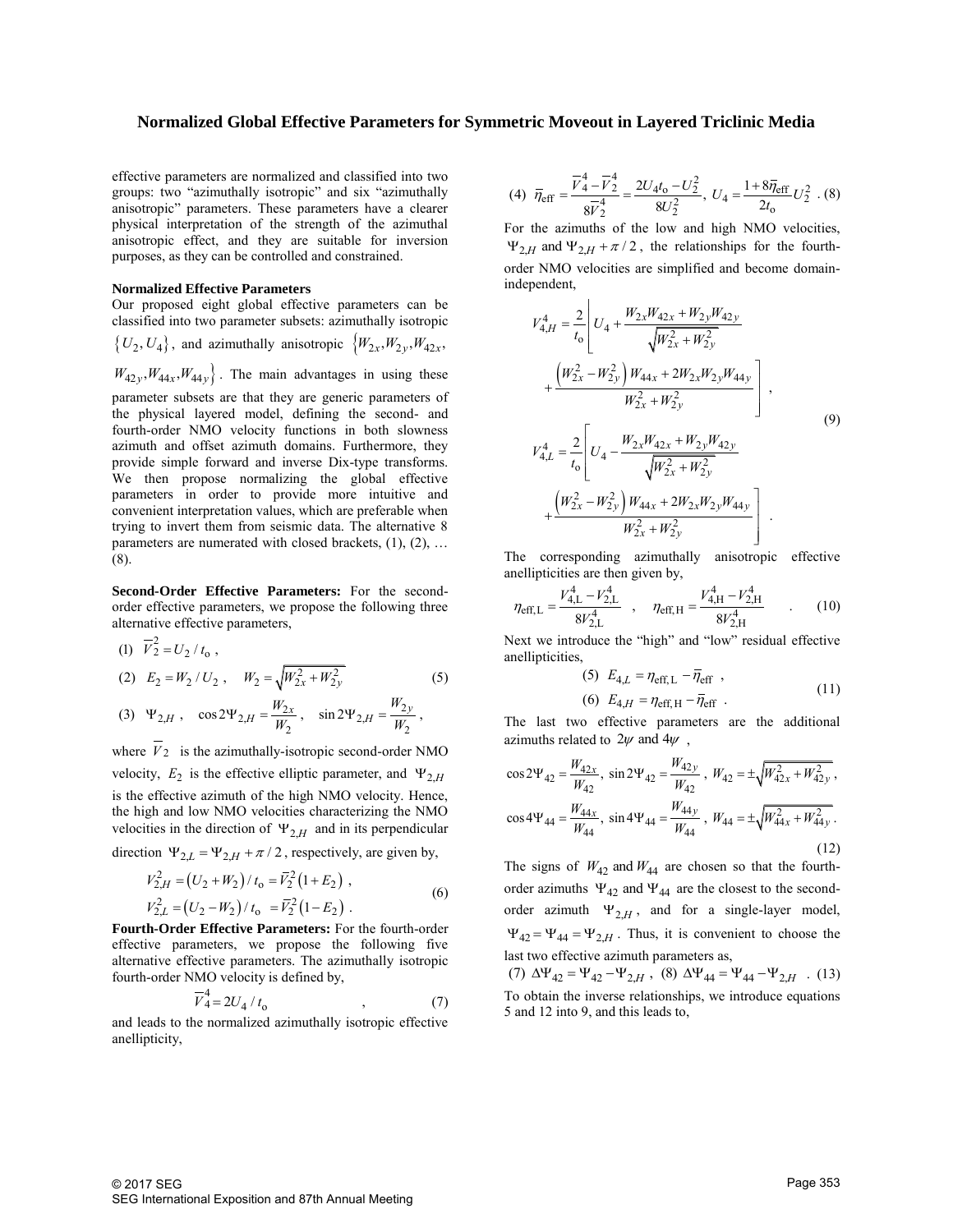# Normalized Global Effective Parameters for Symmetric Moveout in Layered Triclinic Media

effective parameters are normalized and classified into two groups: two "azimuthally isotropic" and six "azimuthally anisotropic" parameters. These parameters have a clearer physical interpretation of the strength of the azimuthal anisotropic effect, and they are suitable for inversion purposes, as they can be controlled and constrained.

**Normalized Effective Parameters**

Our proposed eight global effective parameters can be classified into two parameter subsets: azimuthally isotropic $\{U_2, U_4\}$, and azimuthally anisotropic $\{W_{2x}, W_{2y}, W_{42x}, W_{42y}, W_{44x}, W_{44y}\}$. The main advantages in using these parameter subsets are that they are generic parameters of the physical layered model, defining the second- and fourth-order NMO velocity functions in both slowness azimuth and offset azimuth domains. Furthermore, they provide simple forward and inverse Dix-type transforms. We then propose normalizing the global effective parameters in order to provide more intuitive and convenient interpretation values, which are preferable when trying to invert them from seismic data. The alternative 8 parameters are numerated with closed brackets, (1), (2), … (8).

**Second-Order Effective Parameters:** For the second-order effective parameters, we propose the following three alternative effective parameters,

$$
\begin{aligned}
&(1)\ \ \overline{V}_2^2 = U_2 / t_o , \\
&(2)\ \ E_2 = W_2 / U_2 , \quad W_2 = \sqrt{W_{2x}^2 + W_{2y}^2} \qquad (5) \\
&(3)\ \ \Psi_{2,H} , \quad \cos 2\Psi_{2,H} = \frac{W_{2x}}{W_2} , \quad \sin 2\Psi_{2,H} = \frac{W_{2y}}{W_2} ,
\end{aligned}
$$

where $\overline{V}_2$ is the azimuthally-isotropic second-order NMO velocity, $E_2$ is the effective elliptic parameter, and $\Psi_{2,H}$ is the effective azimuth of the high NMO velocity. Hence, the high and low NMO velocities characterizing the NMO velocities in the direction of $\Psi_{2,H}$ and in its perpendicular direction $\Psi_{2,L} = \Psi_{2,H} + \pi/2$, respectively, are given by,

$$
\begin{aligned}
V_{2,H}^2 &= \left(U_2 + W_2\right)/t_o = \overline{V}_2^2\left(1 + E_2\right) , \\
V_{2,L}^2 &= \left(U_2 - W_2\right)/t_o = \overline{V}_2^2\left(1 - E_2\right) .
\end{aligned} \qquad (6)
$$

**Fourth-Order Effective Parameters:** For the fourth-order effective parameters, we propose the following five alternative effective parameters. The azimuthally isotropic fourth-order NMO velocity is defined by,

$$
\overline{V}_4^4 = 2U_4 / t_o , \qquad (7)
$$

and leads to the normalized azimuthally isotropic effective anellipticity,

$$
(4)\ \ \overline{\eta}_{\text{eff}} = \frac{\overline{V}_4^4 - \overline{V}_2^4}{8\overline{V}_2^4} = \frac{2U_4 t_o - U_2^2}{8U_2^2} , \ U_4 = \frac{1 + 8\overline{\eta}_{\text{eff}}}{2t_o} U_2^2 . \ (8)
$$

For the azimuths of the low and high NMO velocities, $\Psi_{2,H}$ and $\Psi_{2,H} + \pi/2$, the relationships for the fourth-order NMO velocities are simplified and become domain-independent,

$$
\begin{aligned}
V_{4,H}^4 &= \frac{2}{t_o}\left[ U_4 + \frac{W_{2x}W_{42x} + W_{2y}W_{42y}}{\sqrt{W_{2x}^2 + W_{2y}^2}} + \frac{\left(W_{2x}^2 - W_{2y}^2\right)W_{44x} + 2W_{2x}W_{2y}W_{44y}}{W_{2x}^2 + W_{2y}^2} \right] , \\
V_{4,L}^4 &= \frac{2}{t_o}\left[ U_4 - \frac{W_{2x}W_{42x} + W_{2y}W_{42y}}{\sqrt{W_{2x}^2 + W_{2y}^2}} + \frac{\left(W_{2x}^2 - W_{2y}^2\right)W_{44x} + 2W_{2x}W_{2y}W_{44y}}{W_{2x}^2 + W_{2y}^2} \right] .
\end{aligned} \qquad (9)
$$

The corresponding azimuthally anisotropic effective anellipticities are then given by,

$$
\eta_{\text{eff,L}} = \frac{V_{4,\text{L}}^4 - V_{2,\text{L}}^4}{8V_{2,\text{L}}^4} , \quad \eta_{\text{eff,H}} = \frac{V_{4,\text{H}}^4 - V_{2,\text{H}}^4}{8V_{2,\text{H}}^4} . \qquad (10)
$$

Next we introduce the "high" and "low" residual effective anellipticities,

$$
\begin{aligned}
&(5)\ \ E_{4,L} = \eta_{\text{eff,L}} - \overline{\eta}_{\text{eff}} , \\
&(6)\ \ E_{4,H} = \eta_{\text{eff,H}} - \overline{\eta}_{\text{eff}} .
\end{aligned} \qquad (11)
$$

The last two effective parameters are the additional azimuths related to $2\psi$ and $4\psi$,

$$
\begin{aligned}
\cos 2\Psi_{42} &= \frac{W_{42x}}{W_{42}} , \ \sin 2\Psi_{42} = \frac{W_{42y}}{W_{42}} , \ W_{42} = \pm\sqrt{W_{42x}^2 + W_{42y}^2} , \\
\cos 4\Psi_{44} &= \frac{W_{44x}}{W_{44}} , \ \sin 4\Psi_{44} = \frac{W_{44y}}{W_{44}} , \ W_{44} = \pm\sqrt{W_{44x}^2 + W_{44y}^2} .
\end{aligned} \qquad (12)
$$

The signs of $W_{42}$ and $W_{44}$ are chosen so that the fourth-order azimuths $\Psi_{42}$ and $\Psi_{44}$ are the closest to the second-order azimuth $\Psi_{2,H}$, and for a single-layer model, $\Psi_{42} = \Psi_{44} = \Psi_{2,H}$. Thus, it is convenient to choose the last two effective azimuth parameters as,

$$
(7)\ \ \Delta\Psi_{42} = \Psi_{42} - \Psi_{2,H} , \ \ (8)\ \ \Delta\Psi_{44} = \Psi_{44} - \Psi_{2,H} . \qquad (13)
$$

To obtain the inverse relationships, we introduce equations 5 and 12 into 9, and this leads to,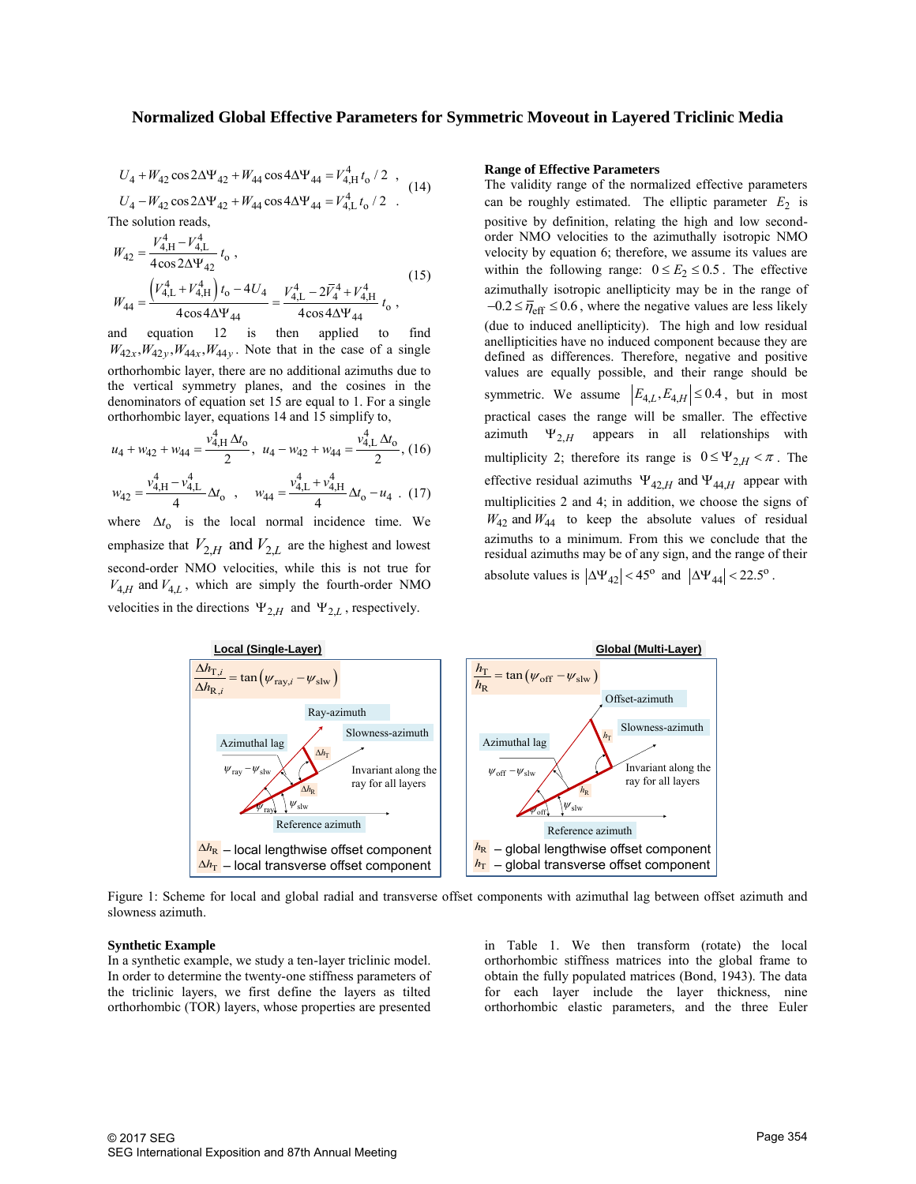$$U_4 + W_{42}\cos 2\Delta\Psi_{42} + W_{44}\cos 4\Delta\Psi_{44} = V_{4,\mathrm{H}}^4 t_\mathrm{o} / 2 \ ,$$
$$U_4 - W_{42}\cos 2\Delta\Psi_{42} + W_{44}\cos 4\Delta\Psi_{44} = V_{4,\mathrm{L}}^4 t_\mathrm{o} / 2 \ . \quad (14)$$

The solution reads,

$$W_{42} = \frac{V_{4,\mathrm{H}}^4 - V_{4,\mathrm{L}}^4}{4\cos 2\Delta\Psi_{42}} t_\mathrm{o} \ ,$$
$$W_{44} = \frac{\left(V_{4,\mathrm{L}}^4 + V_{4,\mathrm{H}}^4\right) t_\mathrm{o} - 4U_4}{4\cos 4\Delta\Psi_{44}} = \frac{V_{4,\mathrm{L}}^4 - 2\bar{V}_4^4 + V_{4,\mathrm{H}}^4}{4\cos 4\Delta\Psi_{44}} t_\mathrm{o} \ , \quad (15)$$

and equation 12 is then applied to find $W_{42x}, W_{42y}, W_{44x}, W_{44y}$. Note that in the case of a single orthorhombic layer, there are no additional azimuths due to the vertical symmetry planes, and the cosines in the denominators of equation set 15 are equal to 1. For a single orthorhombic layer, equations 14 and 15 simplify to,

$$u_4 + w_{42} + w_{44} = \frac{v_{4,\mathrm{H}}^4 \Delta t_\mathrm{o}}{2}, \quad u_4 - w_{42} + w_{44} = \frac{v_{4,\mathrm{L}}^4 \Delta t_\mathrm{o}}{2}, \quad (16)$$

$$w_{42} = \frac{v_{4,\mathrm{H}}^4 - v_{4,\mathrm{L}}^4}{4}\Delta t_\mathrm{o} \ , \quad w_{44} = \frac{v_{4,\mathrm{L}}^4 + v_{4,\mathrm{H}}^4}{4}\Delta t_\mathrm{o} - u_4 \ . \quad (17)$$

where $\Delta t_\mathrm{o}$ is the local normal incidence time. We emphasize that $V_{2,H}$ and $V_{2,L}$ are the highest and lowest second-order NMO velocities, while this is not true for $V_{4,H}$ and $V_{4,L}$, which are simply the fourth-order NMO velocities in the directions $\Psi_{2,H}$ and $\Psi_{2,L}$, respectively.

### Range of Effective Parameters

The validity range of the normalized effective parameters can be roughly estimated. The elliptic parameter $E_2$ is positive by definition, relating the high and low second-order NMO velocities to the azimuthally isotropic NMO velocity by equation 6; therefore, we assume its values are within the following range: $0 \le E_2 \le 0.5$. The effective azimuthally isotropic anellipticity may be in the range of $-0.2 \le \bar{\eta}_{\mathrm{eff}} \le 0.6$, where the negative values are less likely (due to induced anellipticity). The high and low residual anellipticities have no induced component because they are defined as differences. Therefore, negative and positive values are equally possible, and their range should be symmetric. We assume $\left|E_{4,L}, E_{4,H}\right| \le 0.4$, but in most practical cases the range will be smaller. The effective azimuth $\Psi_{2,H}$ appears in all relationships with multiplicity 2; therefore its range is $0 \le \Psi_{2,H} < \pi$. The effective residual azimuths $\Psi_{42,H}$ and $\Psi_{44,H}$ appear with multiplicities 2 and 4; in addition, we choose the signs of $W_{42}$ and $W_{44}$ to keep the absolute values of residual azimuths to a minimum. From this we conclude that the residual azimuths may be of any sign, and the range of their absolute values is $\left|\Delta\Psi_{42}\right| < 45^\mathrm{o}$ and $\left|\Delta\Psi_{44}\right| < 22.5^\mathrm{o}$.

**Local (Single-Layer)**

$$\frac{\Delta h_{\mathrm{T},i}}{\Delta h_{\mathrm{R},i}} = \tan\left(\psi_{\mathrm{ray},i} - \psi_{\mathrm{slw}}\right)$$

Ray-azimuth; Slowness-azimuth; Azimuthal lag; $\psi_{\mathrm{ray}} - \psi_{\mathrm{slw}}$; $\Delta h_\mathrm{T}$; $\Delta h_\mathrm{R}$; Invariant along the ray for all layers; $\psi_{\mathrm{ray}}$; $\psi_{\mathrm{slw}}$; Reference azimuth

$\Delta h_\mathrm{R}$ – local lengthwise offset component
$\Delta h_\mathrm{T}$ – local transverse offset component

**Global (Multi-Layer)**

$$\frac{h_\mathrm{T}}{h_\mathrm{R}} = \tan\left(\psi_{\mathrm{off}} - \psi_{\mathrm{slw}}\right)$$

Offset-azimuth; Slowness-azimuth; Azimuthal lag; $\psi_{\mathrm{off}} - \psi_{\mathrm{slw}}$; $h_\mathrm{T}$; $h_\mathrm{R}$; Invariant along the ray for all layers; $\psi_{\mathrm{off}}$; $\psi_{\mathrm{slw}}$; Reference azimuth

$h_\mathrm{R}$ – global lengthwise offset component
$h_\mathrm{T}$ – global transverse offset component

Figure 1: Scheme for local and global radial and transverse offset components with azimuthal lag between offset azimuth and slowness azimuth.

### Synthetic Example

In a synthetic example, we study a ten-layer triclinic model. In order to determine the twenty-one stiffness parameters of the triclinic layers, we first define the layers as tilted orthorhombic (TOR) layers, whose properties are presented in Table 1. We then transform (rotate) the local orthorhombic stiffness matrices into the global frame to obtain the fully populated matrices (Bond, 1943). The data for each layer include the layer thickness, nine orthorhombic elastic parameters, and the three Euler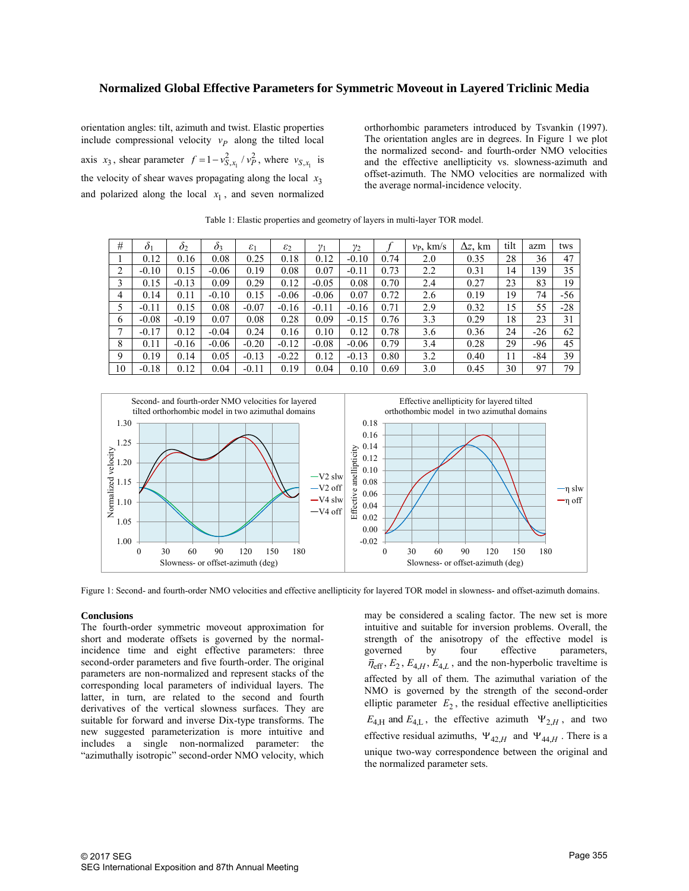orientation angles: tilt, azimuth and twist. Elastic properties include compressional velocity $v_P$ along the tilted local axis $x_3$, shear parameter $f = 1 - v_{S,x_1}^2 / v_P^2$, where $v_{S,x_1}$ is the velocity of shear waves propagating along the local $x_3$ and polarized along the local $x_1$, and seven normalized orthorhombic parameters introduced by Tsvankin (1997). The orientation angles are in degrees. In Figure 1 we plot the normalized second- and fourth-order NMO velocities and the effective anellipticity vs. slowness-azimuth and offset-azimuth. The NMO velocities are normalized with the average normal-incidence velocity.

Table 1: Elastic properties and geometry of layers in multi-layer TOR model.

| # | $\delta_1$ | $\delta_2$ | $\delta_3$ | $\varepsilon_1$ | $\varepsilon_2$ | $\gamma_1$ | $\gamma_2$ | $f$ | $v_P$, km/s | $\Delta z$, km | tilt | azm | tws |
|---|---|---|---|---|---|---|---|---|---|---|---|---|---|
| 1 | 0.12 | 0.16 | 0.08 | 0.25 | 0.18 | 0.12 | -0.10 | 0.74 | 2.0 | 0.35 | 28 | 36 | 47 |
| 2 | -0.10 | 0.15 | -0.06 | 0.19 | 0.08 | 0.07 | -0.11 | 0.73 | 2.2 | 0.31 | 14 | 139 | 35 |
| 3 | 0.15 | -0.13 | 0.09 | 0.29 | 0.12 | -0.05 | 0.08 | 0.70 | 2.4 | 0.27 | 23 | 83 | 19 |
| 4 | 0.14 | 0.11 | -0.10 | 0.15 | -0.06 | -0.06 | 0.07 | 0.72 | 2.6 | 0.19 | 19 | 74 | -56 |
| 5 | -0.11 | 0.15 | 0.08 | -0.07 | -0.16 | -0.11 | -0.16 | 0.71 | 2.9 | 0.32 | 15 | 55 | -28 |
| 6 | -0.08 | -0.19 | 0.07 | 0.08 | 0.28 | 0.09 | -0.15 | 0.76 | 3.3 | 0.29 | 18 | 23 | 31 |
| 7 | -0.17 | 0.12 | -0.04 | 0.24 | 0.16 | 0.10 | 0.12 | 0.78 | 3.6 | 0.36 | 24 | -26 | 62 |
| 8 | 0.11 | -0.16 | -0.06 | -0.20 | -0.12 | -0.08 | -0.06 | 0.79 | 3.4 | 0.28 | 29 | -96 | 45 |
| 9 | 0.19 | 0.14 | 0.05 | -0.13 | -0.22 | 0.12 | -0.13 | 0.80 | 3.2 | 0.40 | 11 | -84 | 39 |
| 10 | -0.18 | 0.12 | 0.04 | -0.11 | 0.19 | 0.04 | 0.10 | 0.69 | 3.0 | 0.45 | 30 | 97 | 79 |

Figure 1: Second- and fourth-order NMO velocities and effective anellipticity for layered TOR model in slowness- and offset-azimuth domains.

## Conclusions

The fourth-order symmetric moveout approximation for short and moderate offsets is governed by the normal-incidence time and eight effective parameters: three second-order parameters and five fourth-order. The original parameters are non-normalized and represent stacks of the corresponding local parameters of individual layers. The latter, in turn, are related to the second and fourth derivatives of the vertical slowness surfaces. They are suitable for forward and inverse Dix-type transforms. The new suggested parameterization is more intuitive and includes a single non-normalized parameter: the "azimuthally isotropic" second-order NMO velocity, which may be considered a scaling factor. The new set is more intuitive and suitable for inversion problems. Overall, the strength of the anisotropy of the effective model is governed by four effective parameters, $\bar{\eta}_{\text{eff}}, E_2, E_{4,H}, E_{4,L}$, and the non-hyperbolic traveltime is affected by all of them. The azimuthal variation of the NMO is governed by the strength of the second-order elliptic parameter $E_2$, the residual effective anellipticities $E_{4,\text{H}}$ and $E_{4,\text{L}}$, the effective azimuth $\Psi_{2,H}$, and two effective residual azimuths, $\Psi_{42,H}$ and $\Psi_{44,H}$. There is a unique two-way correspondence between the original and the normalized parameter sets.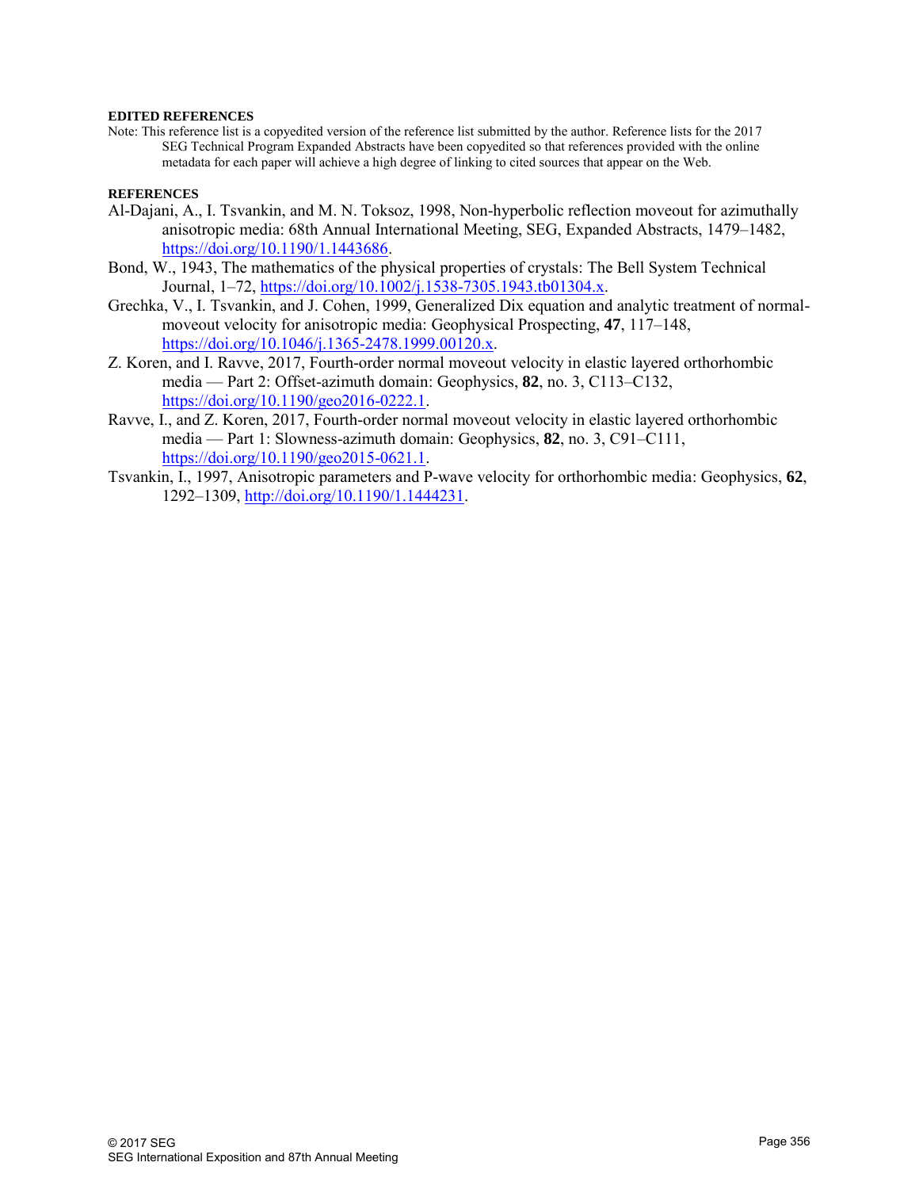**EDITED REFERENCES**

Note: This reference list is a copyedited version of the reference list submitted by the author. Reference lists for the 2017 SEG Technical Program Expanded Abstracts have been copyedited so that references provided with the online metadata for each paper will achieve a high degree of linking to cited sources that appear on the Web.

**REFERENCES**

Al-Dajani, A., I. Tsvankin, and M. N. Toksoz, 1998, Non-hyperbolic reflection moveout for azimuthally anisotropic media: 68th Annual International Meeting, SEG, Expanded Abstracts, 1479–1482, https://doi.org/10.1190/1.1443686.

Bond, W., 1943, The mathematics of the physical properties of crystals: The Bell System Technical Journal, 1–72, https://doi.org/10.1002/j.1538-7305.1943.tb01304.x.

Grechka, V., I. Tsvankin, and J. Cohen, 1999, Generalized Dix equation and analytic treatment of normal-moveout velocity for anisotropic media: Geophysical Prospecting, **47**, 117–148, https://doi.org/10.1046/j.1365-2478.1999.00120.x.

Z. Koren, and I. Ravve, 2017, Fourth-order normal moveout velocity in elastic layered orthorhombic media — Part 2: Offset-azimuth domain: Geophysics, **82**, no. 3, C113–C132, https://doi.org/10.1190/geo2016-0222.1.

Ravve, I., and Z. Koren, 2017, Fourth-order normal moveout velocity in elastic layered orthorhombic media — Part 1: Slowness-azimuth domain: Geophysics, **82**, no. 3, C91–C111, https://doi.org/10.1190/geo2015-0621.1.

Tsvankin, I., 1997, Anisotropic parameters and P-wave velocity for orthorhombic media: Geophysics, **62**, 1292–1309, http://doi.org/10.1190/1.1444231.